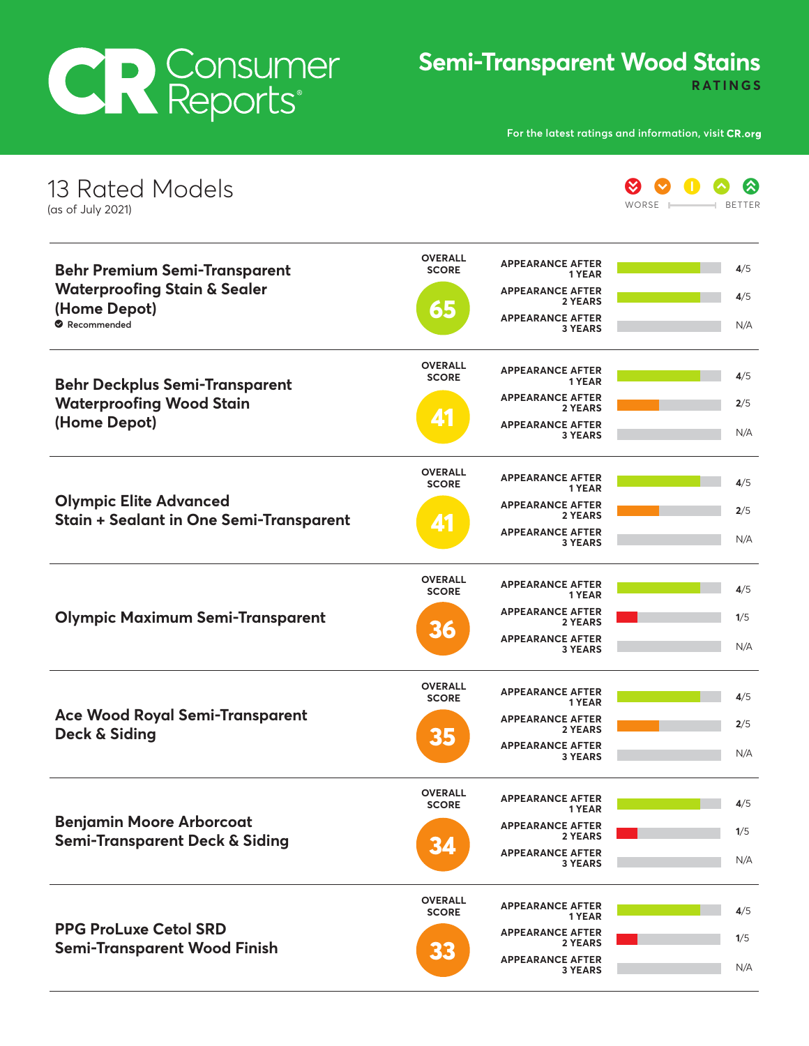# Consumer Reports

## Semi-Transparent Wood Stains

**RATINGS**

For the latest ratings and information, visit **CR.org**

## 13 Rated Models

(as of July 2021)

WORSE — BETTER

| Model | Overall Score | Appearance After 1 Year | Appearance After 2 Years | Appearance After 3 Years |
|---|---|---|---|---|
| **Behr Premium Semi-Transparent Waterproofing Stain & Sealer (Home Depot)** ✔ Recommended | 65 | 4/5 | 4/5 | N/A |
| **Behr Deckplus Semi-Transparent Waterproofing Wood Stain (Home Depot)** | 41 | 4/5 | 2/5 | N/A |
| **Olympic Elite Advanced Stain + Sealant in One Semi-Transparent** | 41 | 4/5 | 2/5 | N/A |
| **Olympic Maximum Semi-Transparent** | 36 | 4/5 | 1/5 | N/A |
| **Ace Wood Royal Semi-Transparent Deck & Siding** | 35 | 4/5 | 2/5 | N/A |
| **Benjamin Moore Arborcoat Semi-Transparent Deck & Siding** | 34 | 4/5 | 1/5 | N/A |
| **PPG ProLuxe Cetol SRD Semi-Transparent Wood Finish** | 33 | 4/5 | 1/5 | N/A |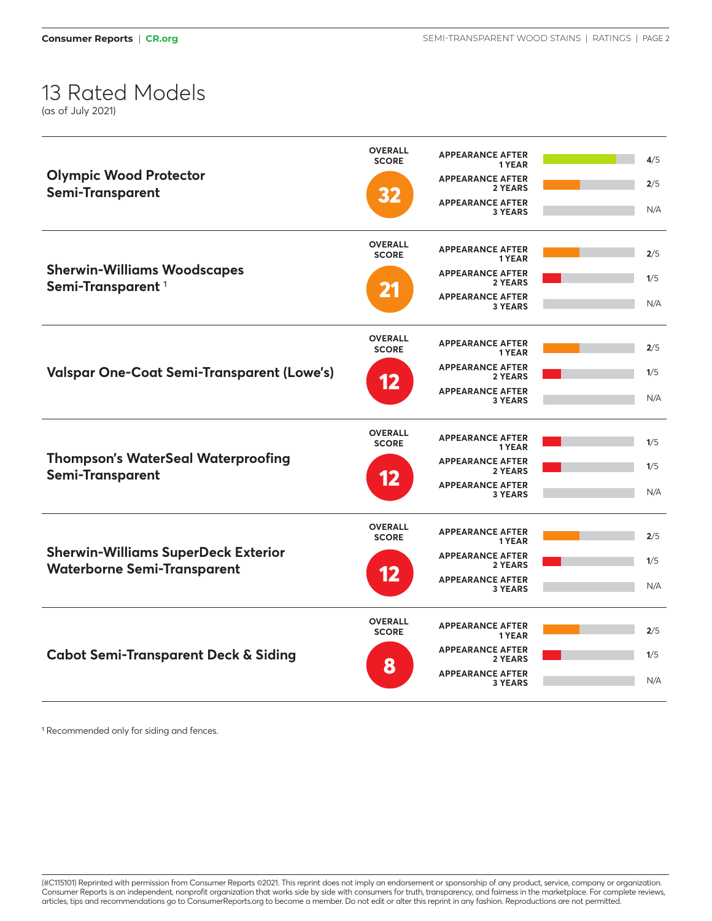# 13 Rated Models

(as of July 2021)

## Olympic Wood Protector Semi-Transparent

OVERALL SCORE
32

APPEARANCE AFTER 1 YEAR 4/5
APPEARANCE AFTER 2 YEARS 2/5
APPEARANCE AFTER 3 YEARS N/A

## Sherwin-Williams Woodscapes Semi-Transparent [1]

OVERALL SCORE
21

APPEARANCE AFTER 1 YEAR 2/5
APPEARANCE AFTER 2 YEARS 1/5
APPEARANCE AFTER 3 YEARS N/A

## Valspar One-Coat Semi-Transparent (Lowe's)

OVERALL SCORE
12

APPEARANCE AFTER 1 YEAR 2/5
APPEARANCE AFTER 2 YEARS 1/5
APPEARANCE AFTER 3 YEARS N/A

## Thompson's WaterSeal Waterproofing Semi-Transparent

OVERALL SCORE
12

APPEARANCE AFTER 1 YEAR 1/5
APPEARANCE AFTER 2 YEARS 1/5
APPEARANCE AFTER 3 YEARS N/A

## Sherwin-Williams SuperDeck Exterior Waterborne Semi-Transparent

OVERALL SCORE
12

APPEARANCE AFTER 1 YEAR 2/5
APPEARANCE AFTER 2 YEARS 1/5
APPEARANCE AFTER 3 YEARS N/A

## Cabot Semi-Transparent Deck & Siding

OVERALL SCORE
8

APPEARANCE AFTER 1 YEAR 2/5
APPEARANCE AFTER 2 YEARS 1/5
APPEARANCE AFTER 3 YEARS N/A

[1] Recommended only for siding and fences.

(#C115101) Reprinted with permission from Consumer Reports ©2021. This reprint does not imply an endorsement or sponsorship of any product, service, company or organization. Consumer Reports is an independent, nonprofit organization that works side by side with consumers for truth, transparency, and fairness in the marketplace. For complete reviews, articles, tips and recommendations go to ConsumerReports.org to become a member. Do not edit or alter this reprint in any fashion. Reproductions are not permitted.